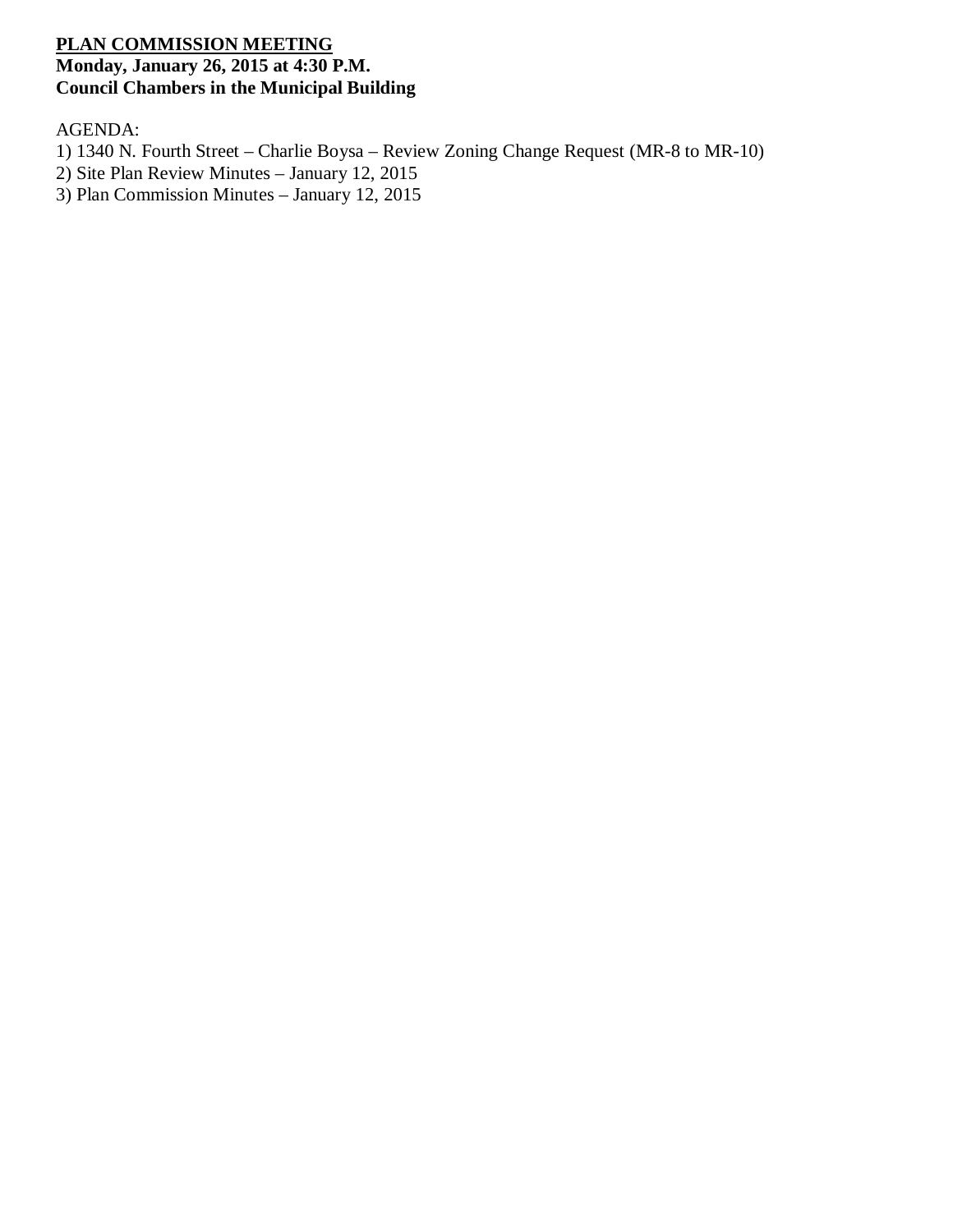**PLAN COMMISSION MEETING**
**Monday, January 26, 2015 at 4:30 P.M.**
**Council Chambers in the Municipal Building**

AGENDA:

1) 1340 N. Fourth Street – Charlie Boysa – Review Zoning Change Request (MR-8 to MR-10)
2) Site Plan Review Minutes – January 12, 2015
3) Plan Commission Minutes – January 12, 2015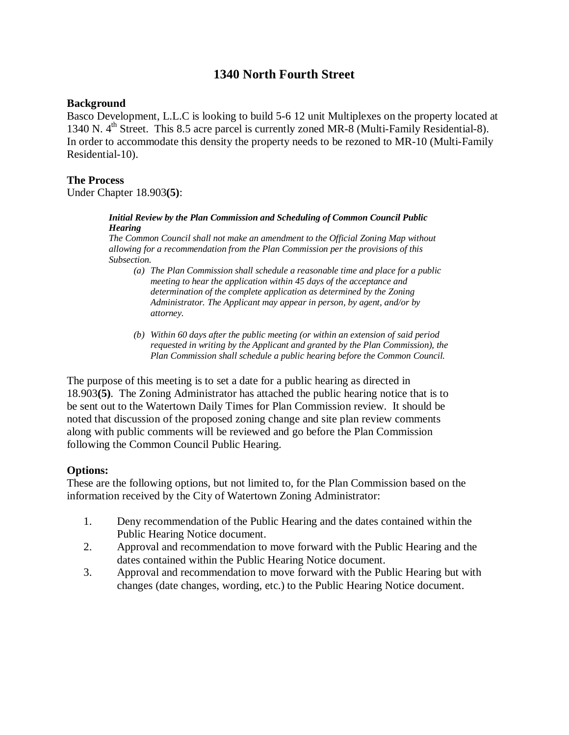# 1340 North Fourth Street

**Background**

Basco Development, L.L.C is looking to build 5-6 12 unit Multiplexes on the property located at 1340 N. 4th Street. This 8.5 acre parcel is currently zoned MR-8 (Multi-Family Residential-8). In order to accommodate this density the property needs to be rezoned to MR-10 (Multi-Family Residential-10).

**The Process**

Under Chapter 18.903**(5)**:

> ***Initial Review by the Plan Commission and Scheduling of Common Council Public Hearing***
>
> *The Common Council shall not make an amendment to the Official Zoning Map without allowing for a recommendation from the Plan Commission per the provisions of this Subsection.*
>
> *(a) The Plan Commission shall schedule a reasonable time and place for a public meeting to hear the application within 45 days of the acceptance and determination of the complete application as determined by the Zoning Administrator. The Applicant may appear in person, by agent, and/or by attorney.*
>
> *(b) Within 60 days after the public meeting (or within an extension of said period requested in writing by the Applicant and granted by the Plan Commission), the Plan Commission shall schedule a public hearing before the Common Council.*

The purpose of this meeting is to set a date for a public hearing as directed in 18.903**(5)**. The Zoning Administrator has attached the public hearing notice that is to be sent out to the Watertown Daily Times for Plan Commission review. It should be noted that discussion of the proposed zoning change and site plan review comments along with public comments will be reviewed and go before the Plan Commission following the Common Council Public Hearing.

**Options:**

These are the following options, but not limited to, for the Plan Commission based on the information received by the City of Watertown Zoning Administrator:

1. Deny recommendation of the Public Hearing and the dates contained within the Public Hearing Notice document.
2. Approval and recommendation to move forward with the Public Hearing and the dates contained within the Public Hearing Notice document.
3. Approval and recommendation to move forward with the Public Hearing but with changes (date changes, wording, etc.) to the Public Hearing Notice document.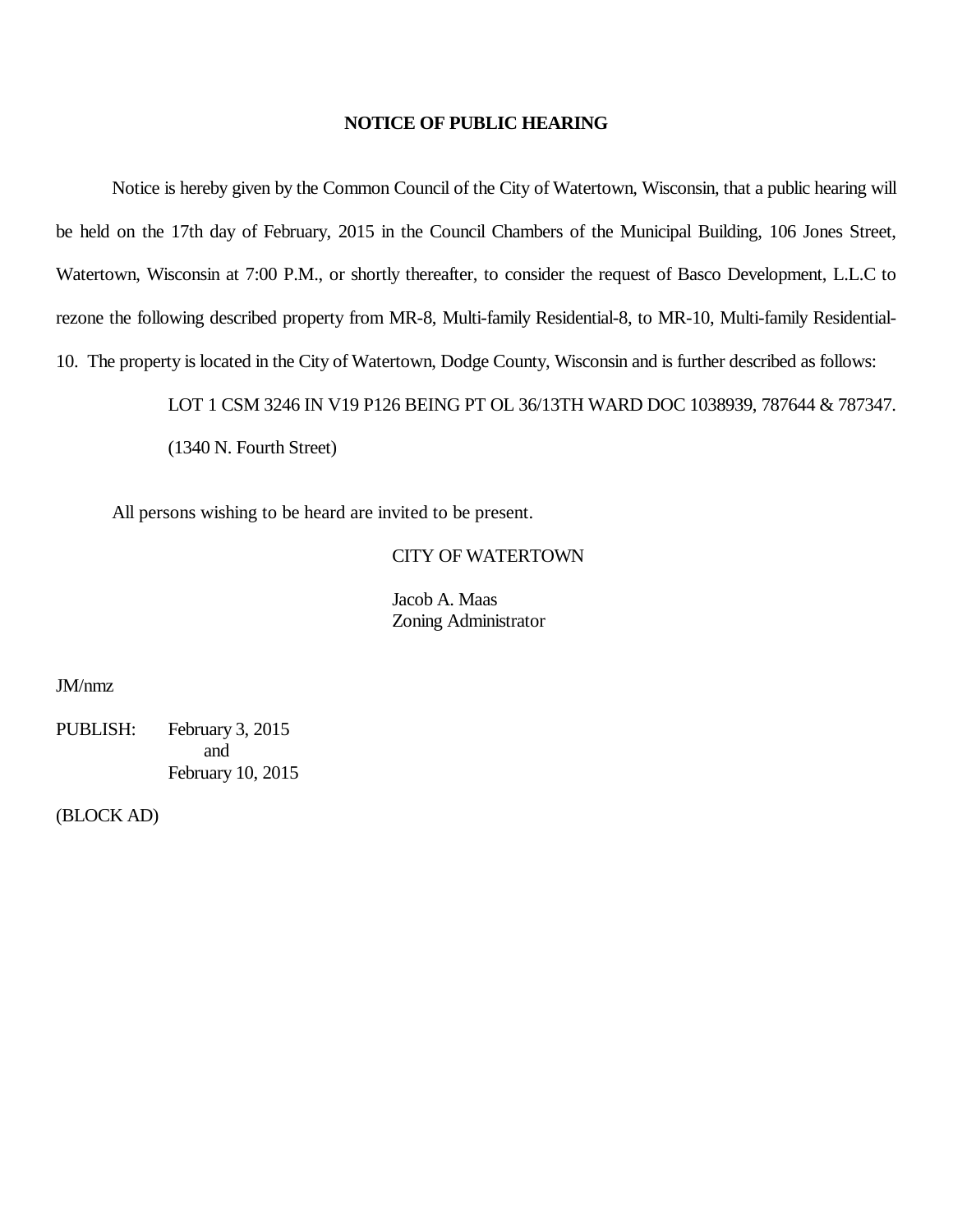# NOTICE OF PUBLIC HEARING

Notice is hereby given by the Common Council of the City of Watertown, Wisconsin, that a public hearing will be held on the 17th day of February, 2015 in the Council Chambers of the Municipal Building, 106 Jones Street, Watertown, Wisconsin at 7:00 P.M., or shortly thereafter, to consider the request of Basco Development, L.L.C to rezone the following described property from MR-8, Multi-family Residential-8, to MR-10, Multi-family Residential-10. The property is located in the City of Watertown, Dodge County, Wisconsin and is further described as follows:

LOT 1 CSM 3246 IN V19 P126 BEING PT OL 36/13TH WARD DOC 1038939, 787644 & 787347.

(1340 N. Fourth Street)

All persons wishing to be heard are invited to be present.

CITY OF WATERTOWN

Jacob A. Maas
Zoning Administrator

JM/nmz

PUBLISH: February 3, 2015
and
February 10, 2015

(BLOCK AD)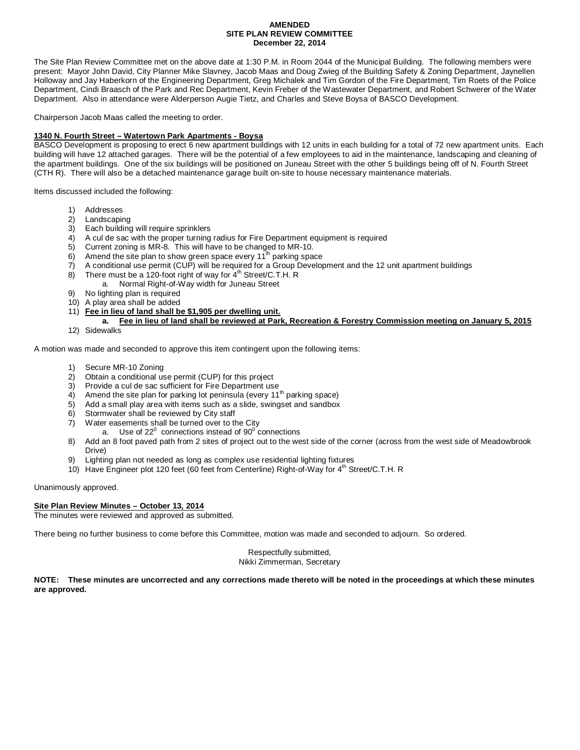**AMENDED**
**SITE PLAN REVIEW COMMITTEE**
**December 22, 2014**

The Site Plan Review Committee met on the above date at 1:30 P.M. in Room 2044 of the Municipal Building. The following members were present: Mayor John David, City Planner Mike Slavney, Jacob Maas and Doug Zwieg of the Building Safety & Zoning Department, Jaynellen Holloway and Jay Haberkorn of the Engineering Department, Greg Michalek and Tim Gordon of the Fire Department, Tim Roets of the Police Department, Cindi Braasch of the Park and Rec Department, Kevin Freber of the Wastewater Department, and Robert Schwerer of the Water Department. Also in attendance were Alderperson Augie Tietz, and Charles and Steve Boysa of BASCO Development.

Chairperson Jacob Maas called the meeting to order.

**1340 N. Fourth Street – Watertown Park Apartments - Boysa**

BASCO Development is proposing to erect 6 new apartment buildings with 12 units in each building for a total of 72 new apartment units. Each building will have 12 attached garages. There will be the potential of a few employees to aid in the maintenance, landscaping and cleaning of the apartment buildings. One of the six buildings will be positioned on Juneau Street with the other 5 buildings being off of N. Fourth Street (CTH R). There will also be a detached maintenance garage built on-site to house necessary maintenance materials.

Items discussed included the following:

1) Addresses
2) Landscaping
3) Each building will require sprinklers
4) A cul de sac with the proper turning radius for Fire Department equipment is required
5) Current zoning is MR-8. This will have to be changed to MR-10.
6) Amend the site plan to show green space every 11th parking space
7) A conditional use permit (CUP) will be required for a Group Development and the 12 unit apartment buildings
8) There must be a 120-foot right of way for 4th Street/C.T.H. R
   a. Normal Right-of-Way width for Juneau Street
9) No lighting plan is required
10) A play area shall be added
11) **Fee in lieu of land shall be $1,905 per dwelling unit.**
    **a. Fee in lieu of land shall be reviewed at Park, Recreation & Forestry Commission meeting on January 5, 2015**
12) Sidewalks

A motion was made and seconded to approve this item contingent upon the following items:

1) Secure MR-10 Zoning
2) Obtain a conditional use permit (CUP) for this project
3) Provide a cul de sac sufficient for Fire Department use
4) Amend the site plan for parking lot peninsula (every 11th parking space)
5) Add a small play area with items such as a slide, swingset and sandbox
6) Stormwater shall be reviewed by City staff
7) Water easements shall be turned over to the City
   a. Use of $22^0$ connections instead of $90^0$ connections
8) Add an 8 foot paved path from 2 sites of project out to the west side of the corner (across from the west side of Meadowbrook Drive)
9) Lighting plan not needed as long as complex use residential lighting fixtures
10) Have Engineer plot 120 feet (60 feet from Centerline) Right-of-Way for 4th Street/C.T.H. R

Unanimously approved.

**Site Plan Review Minutes – October 13, 2014**

The minutes were reviewed and approved as submitted.

There being no further business to come before this Committee, motion was made and seconded to adjourn. So ordered.

Respectfully submitted,
Nikki Zimmerman, Secretary

**NOTE: These minutes are uncorrected and any corrections made thereto will be noted in the proceedings at which these minutes are approved.**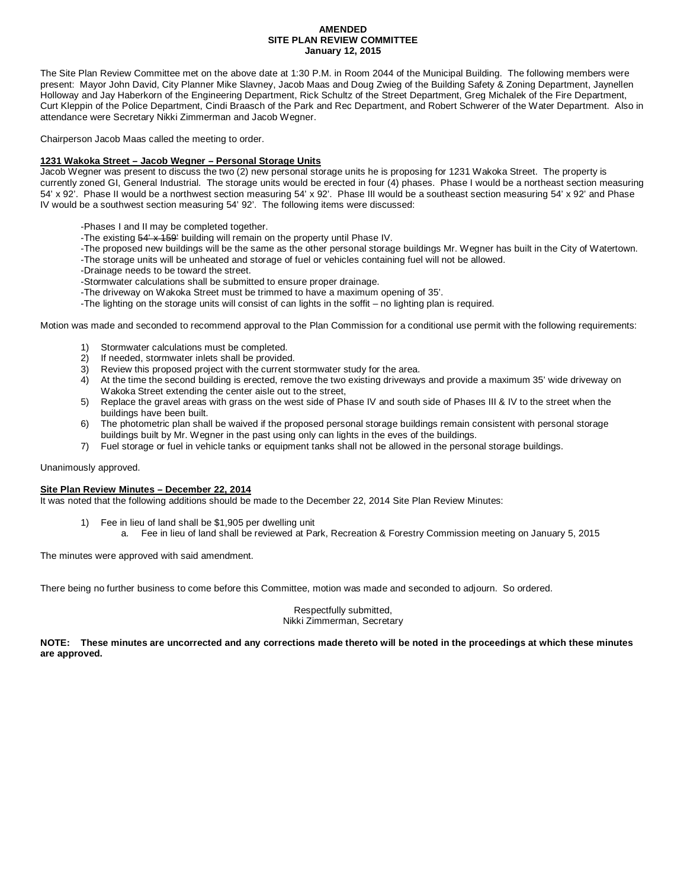**AMENDED**
**SITE PLAN REVIEW COMMITTEE**
**January 12, 2015**

The Site Plan Review Committee met on the above date at 1:30 P.M. in Room 2044 of the Municipal Building. The following members were present: Mayor John David, City Planner Mike Slavney, Jacob Maas and Doug Zwieg of the Building Safety & Zoning Department, Jaynellen Holloway and Jay Haberkorn of the Engineering Department, Rick Schultz of the Street Department, Greg Michalek of the Fire Department, Curt Kleppin of the Police Department, Cindi Braasch of the Park and Rec Department, and Robert Schwerer of the Water Department. Also in attendance were Secretary Nikki Zimmerman and Jacob Wegner.

Chairperson Jacob Maas called the meeting to order.

**1231 Wakoka Street – Jacob Wegner – Personal Storage Units**

Jacob Wegner was present to discuss the two (2) new personal storage units he is proposing for 1231 Wakoka Street. The property is currently zoned GI, General Industrial. The storage units would be erected in four (4) phases. Phase I would be a northeast section measuring 54' x 92'. Phase II would be a northwest section measuring 54' x 92'. Phase III would be a southeast section measuring 54' x 92' and Phase IV would be a southwest section measuring 54' 92'. The following items were discussed:

- Phases I and II may be completed together.
- The existing ~~54' x 159'~~ building will remain on the property until Phase IV.
- The proposed new buildings will be the same as the other personal storage buildings Mr. Wegner has built in the City of Watertown.
- The storage units will be unheated and storage of fuel or vehicles containing fuel will not be allowed.
- Drainage needs to be toward the street.
- Stormwater calculations shall be submitted to ensure proper drainage.
- The driveway on Wakoka Street must be trimmed to have a maximum opening of 35'.
- The lighting on the storage units will consist of can lights in the soffit – no lighting plan is required.

Motion was made and seconded to recommend approval to the Plan Commission for a conditional use permit with the following requirements:

1) Stormwater calculations must be completed.
2) If needed, stormwater inlets shall be provided.
3) Review this proposed project with the current stormwater study for the area.
4) At the time the second building is erected, remove the two existing driveways and provide a maximum 35' wide driveway on Wakoka Street extending the center aisle out to the street,
5) Replace the gravel areas with grass on the west side of Phase IV and south side of Phases III & IV to the street when the buildings have been built.
6) The photometric plan shall be waived if the proposed personal storage buildings remain consistent with personal storage buildings built by Mr. Wegner in the past using only can lights in the eves of the buildings.
7) Fuel storage or fuel in vehicle tanks or equipment tanks shall not be allowed in the personal storage buildings.

Unanimously approved.

**Site Plan Review Minutes – December 22, 2014**

It was noted that the following additions should be made to the December 22, 2014 Site Plan Review Minutes:

1) Fee in lieu of land shall be $1,905 per dwelling unit
   a. Fee in lieu of land shall be reviewed at Park, Recreation & Forestry Commission meeting on January 5, 2015

The minutes were approved with said amendment.

There being no further business to come before this Committee, motion was made and seconded to adjourn. So ordered.

Respectfully submitted,
Nikki Zimmerman, Secretary

**NOTE: These minutes are uncorrected and any corrections made thereto will be noted in the proceedings at which these minutes are approved.**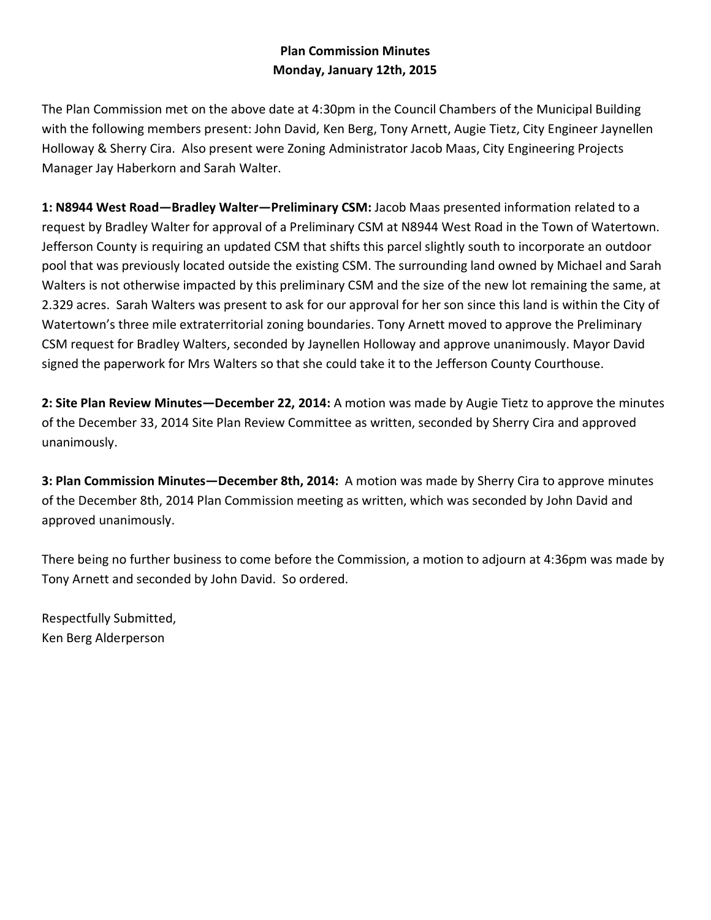**Plan Commission Minutes**
**Monday, January 12th, 2015**

The Plan Commission met on the above date at 4:30pm in the Council Chambers of the Municipal Building with the following members present: John David, Ken Berg, Tony Arnett, Augie Tietz, City Engineer Jaynellen Holloway & Sherry Cira. Also present were Zoning Administrator Jacob Maas, City Engineering Projects Manager Jay Haberkorn and Sarah Walter.

**1: N8944 West Road—Bradley Walter—Preliminary CSM:** Jacob Maas presented information related to a request by Bradley Walter for approval of a Preliminary CSM at N8944 West Road in the Town of Watertown. Jefferson County is requiring an updated CSM that shifts this parcel slightly south to incorporate an outdoor pool that was previously located outside the existing CSM. The surrounding land owned by Michael and Sarah Walters is not otherwise impacted by this preliminary CSM and the size of the new lot remaining the same, at 2.329 acres. Sarah Walters was present to ask for our approval for her son since this land is within the City of Watertown's three mile extraterritorial zoning boundaries. Tony Arnett moved to approve the Preliminary CSM request for Bradley Walters, seconded by Jaynellen Holloway and approve unanimously. Mayor David signed the paperwork for Mrs Walters so that she could take it to the Jefferson County Courthouse.

**2: Site Plan Review Minutes—December 22, 2014:** A motion was made by Augie Tietz to approve the minutes of the December 33, 2014 Site Plan Review Committee as written, seconded by Sherry Cira and approved unanimously.

**3: Plan Commission Minutes—December 8th, 2014:** A motion was made by Sherry Cira to approve minutes of the December 8th, 2014 Plan Commission meeting as written, which was seconded by John David and approved unanimously.

There being no further business to come before the Commission, a motion to adjourn at 4:36pm was made by Tony Arnett and seconded by John David. So ordered.

Respectfully Submitted,
Ken Berg Alderperson